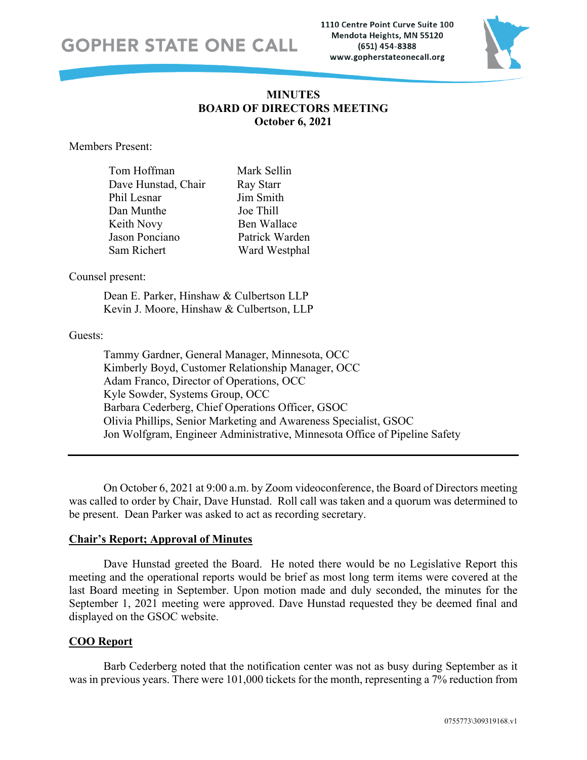GOPHER STATE ONE CALL

1110 Centre Point Curve Suite 100
Mendota Heights, MN 55120
(651) 454-8388
www.gopherstateonecall.org

# MINUTES
## BOARD OF DIRECTORS MEETING
### October 6, 2021

Members Present:

| | |
|---|---|
| Tom Hoffman | Mark Sellin |
| Dave Hunstad, Chair | Ray Starr |
| Phil Lesnar | Jim Smith |
| Dan Munthe | Joe Thill |
| Keith Novy | Ben Wallace |
| Jason Ponciano | Patrick Warden |
| Sam Richert | Ward Westphal |

Counsel present:

Dean E. Parker, Hinshaw & Culbertson LLP
Kevin J. Moore, Hinshaw & Culbertson, LLP

Guests:

Tammy Gardner, General Manager, Minnesota, OCC
Kimberly Boyd, Customer Relationship Manager, OCC
Adam Franco, Director of Operations, OCC
Kyle Sowder, Systems Group, OCC
Barbara Cederberg, Chief Operations Officer, GSOC
Olivia Phillips, Senior Marketing and Awareness Specialist, GSOC
Jon Wolfgram, Engineer Administrative, Minnesota Office of Pipeline Safety

---

On October 6, 2021 at 9:00 a.m. by Zoom videoconference, the Board of Directors meeting was called to order by Chair, Dave Hunstad. Roll call was taken and a quorum was determined to be present. Dean Parker was asked to act as recording secretary.

**Chair's Report; Approval of Minutes**

Dave Hunstad greeted the Board. He noted there would be no Legislative Report this meeting and the operational reports would be brief as most long term items were covered at the last Board meeting in September. Upon motion made and duly seconded, the minutes for the September 1, 2021 meeting were approved. Dave Hunstad requested they be deemed final and displayed on the GSOC website.

**COO Report**

Barb Cederberg noted that the notification center was not as busy during September as it was in previous years. There were 101,000 tickets for the month, representing a 7% reduction from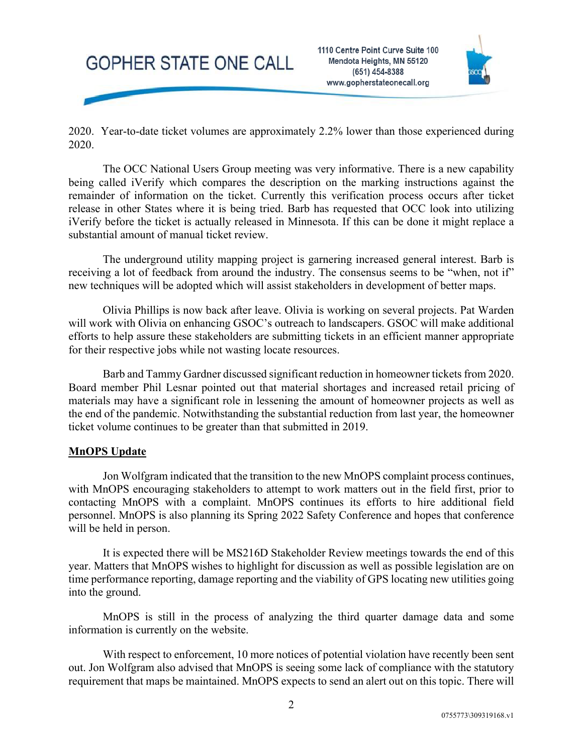2020. Year-to-date ticket volumes are approximately 2.2% lower than those experienced during 2020.

The OCC National Users Group meeting was very informative. There is a new capability being called iVerify which compares the description on the marking instructions against the remainder of information on the ticket. Currently this verification process occurs after ticket release in other States where it is being tried. Barb has requested that OCC look into utilizing iVerify before the ticket is actually released in Minnesota. If this can be done it might replace a substantial amount of manual ticket review.

The underground utility mapping project is garnering increased general interest. Barb is receiving a lot of feedback from around the industry. The consensus seems to be "when, not if" new techniques will be adopted which will assist stakeholders in development of better maps.

Olivia Phillips is now back after leave. Olivia is working on several projects. Pat Warden will work with Olivia on enhancing GSOC's outreach to landscapers. GSOC will make additional efforts to help assure these stakeholders are submitting tickets in an efficient manner appropriate for their respective jobs while not wasting locate resources.

Barb and Tammy Gardner discussed significant reduction in homeowner tickets from 2020. Board member Phil Lesnar pointed out that material shortages and increased retail pricing of materials may have a significant role in lessening the amount of homeowner projects as well as the end of the pandemic. Notwithstanding the substantial reduction from last year, the homeowner ticket volume continues to be greater than that submitted in 2019.

**MnOPS Update**

Jon Wolfgram indicated that the transition to the new MnOPS complaint process continues, with MnOPS encouraging stakeholders to attempt to work matters out in the field first, prior to contacting MnOPS with a complaint. MnOPS continues its efforts to hire additional field personnel. MnOPS is also planning its Spring 2022 Safety Conference and hopes that conference will be held in person.

It is expected there will be MS216D Stakeholder Review meetings towards the end of this year. Matters that MnOPS wishes to highlight for discussion as well as possible legislation are on time performance reporting, damage reporting and the viability of GPS locating new utilities going into the ground.

MnOPS is still in the process of analyzing the third quarter damage data and some information is currently on the website.

With respect to enforcement, 10 more notices of potential violation have recently been sent out. Jon Wolfgram also advised that MnOPS is seeing some lack of compliance with the statutory requirement that maps be maintained. MnOPS expects to send an alert out on this topic. There will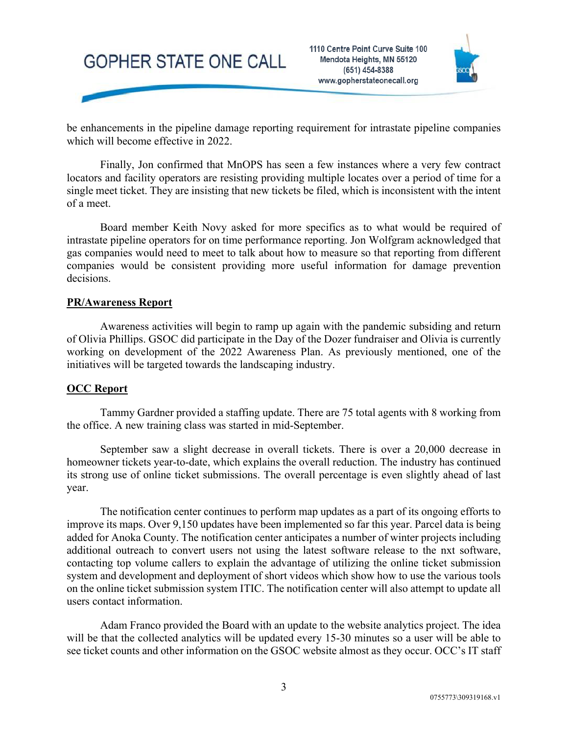be enhancements in the pipeline damage reporting requirement for intrastate pipeline companies which will become effective in 2022.

Finally, Jon confirmed that MnOPS has seen a few instances where a very few contract locators and facility operators are resisting providing multiple locates over a period of time for a single meet ticket. They are insisting that new tickets be filed, which is inconsistent with the intent of a meet.

Board member Keith Novy asked for more specifics as to what would be required of intrastate pipeline operators for on time performance reporting. Jon Wolfgram acknowledged that gas companies would need to meet to talk about how to measure so that reporting from different companies would be consistent providing more useful information for damage prevention decisions.

**PR/Awareness Report**

Awareness activities will begin to ramp up again with the pandemic subsiding and return of Olivia Phillips. GSOC did participate in the Day of the Dozer fundraiser and Olivia is currently working on development of the 2022 Awareness Plan. As previously mentioned, one of the initiatives will be targeted towards the landscaping industry.

**OCC Report**

Tammy Gardner provided a staffing update. There are 75 total agents with 8 working from the office. A new training class was started in mid-September.

September saw a slight decrease in overall tickets. There is over a 20,000 decrease in homeowner tickets year-to-date, which explains the overall reduction. The industry has continued its strong use of online ticket submissions. The overall percentage is even slightly ahead of last year.

The notification center continues to perform map updates as a part of its ongoing efforts to improve its maps. Over 9,150 updates have been implemented so far this year. Parcel data is being added for Anoka County. The notification center anticipates a number of winter projects including additional outreach to convert users not using the latest software release to the nxt software, contacting top volume callers to explain the advantage of utilizing the online ticket submission system and development and deployment of short videos which show how to use the various tools on the online ticket submission system ITIC. The notification center will also attempt to update all users contact information.

Adam Franco provided the Board with an update to the website analytics project. The idea will be that the collected analytics will be updated every 15-30 minutes so a user will be able to see ticket counts and other information on the GSOC website almost as they occur. OCC's IT staff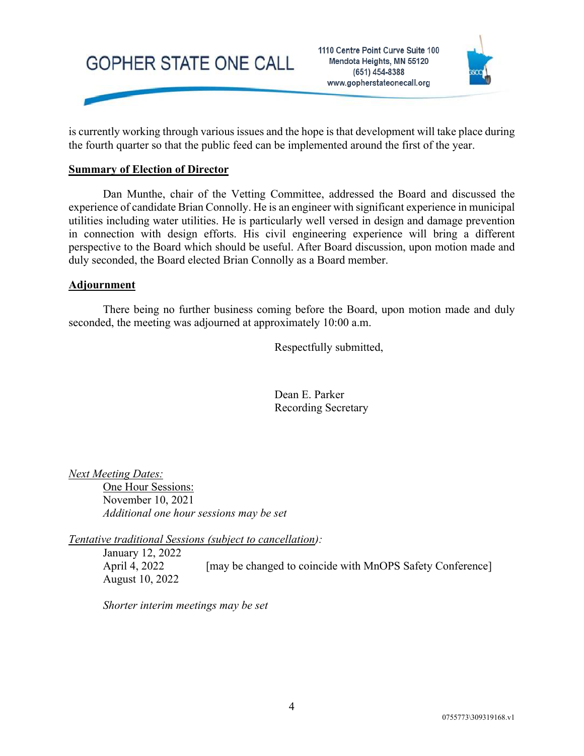is currently working through various issues and the hope is that development will take place during the fourth quarter so that the public feed can be implemented around the first of the year.

**Summary of Election of Director**

Dan Munthe, chair of the Vetting Committee, addressed the Board and discussed the experience of candidate Brian Connolly. He is an engineer with significant experience in municipal utilities including water utilities. He is particularly well versed in design and damage prevention in connection with design efforts. His civil engineering experience will bring a different perspective to the Board which should be useful. After Board discussion, upon motion made and duly seconded, the Board elected Brian Connolly as a Board member.

**Adjournment**

There being no further business coming before the Board, upon motion made and duly seconded, the meeting was adjourned at approximately 10:00 a.m.

Respectfully submitted,

Dean E. Parker
Recording Secretary

*Next Meeting Dates:*

One Hour Sessions:
November 10, 2021
*Additional one hour sessions may be set*

*Tentative traditional Sessions (subject to cancellation):*

January 12, 2022
April 4, 2022 [may be changed to coincide with MnOPS Safety Conference]
August 10, 2022

*Shorter interim meetings may be set*

0755773\309319168.v1